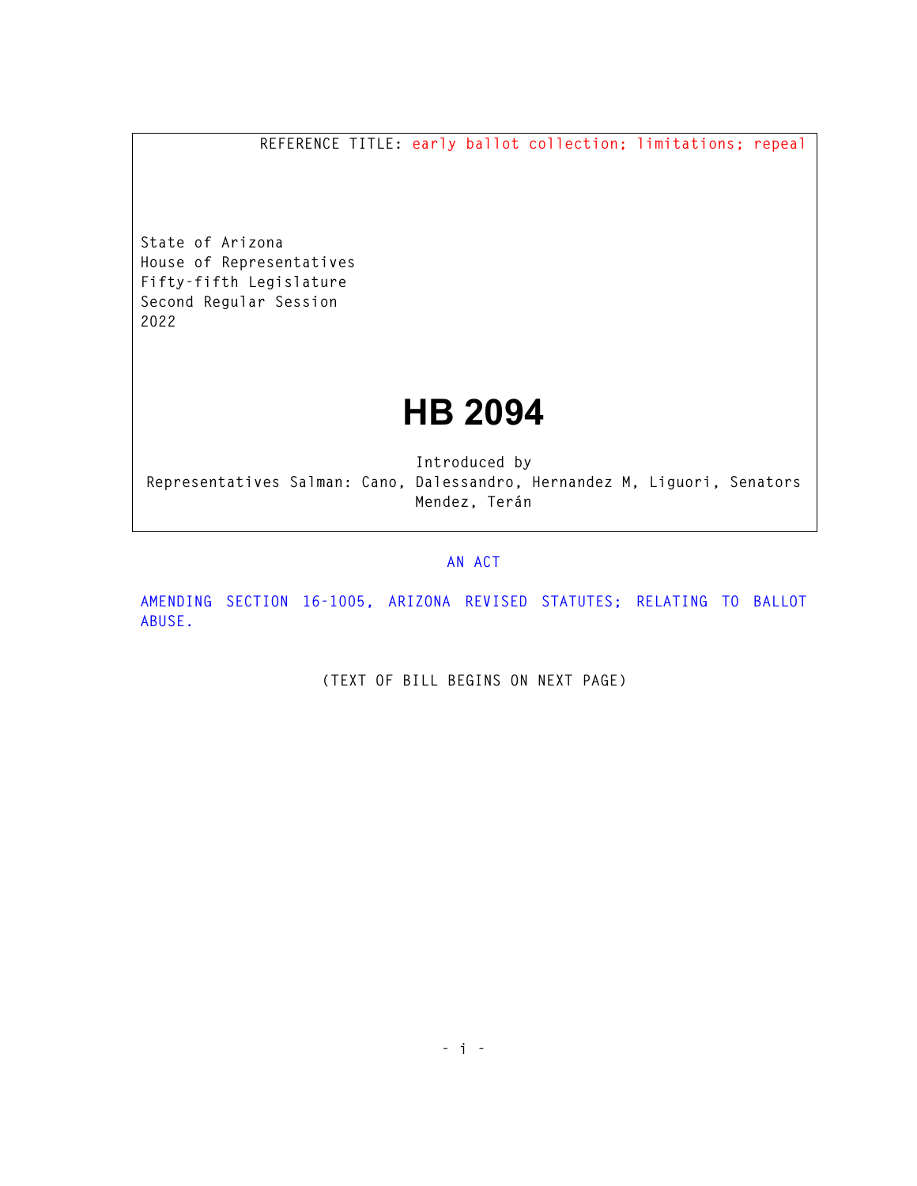REFERENCE TITLE: early ballot collection; limitations; repeal

State of Arizona
House of Representatives
Fifty-fifth Legislature
Second Regular Session
2022

# HB 2094

Introduced by
Representatives Salman: Cano, Dalessandro, Hernandez M, Liguori, Senators Mendez, Terán

AN ACT

AMENDING SECTION 16-1005, ARIZONA REVISED STATUTES; RELATING TO BALLOT ABUSE.

(TEXT OF BILL BEGINS ON NEXT PAGE)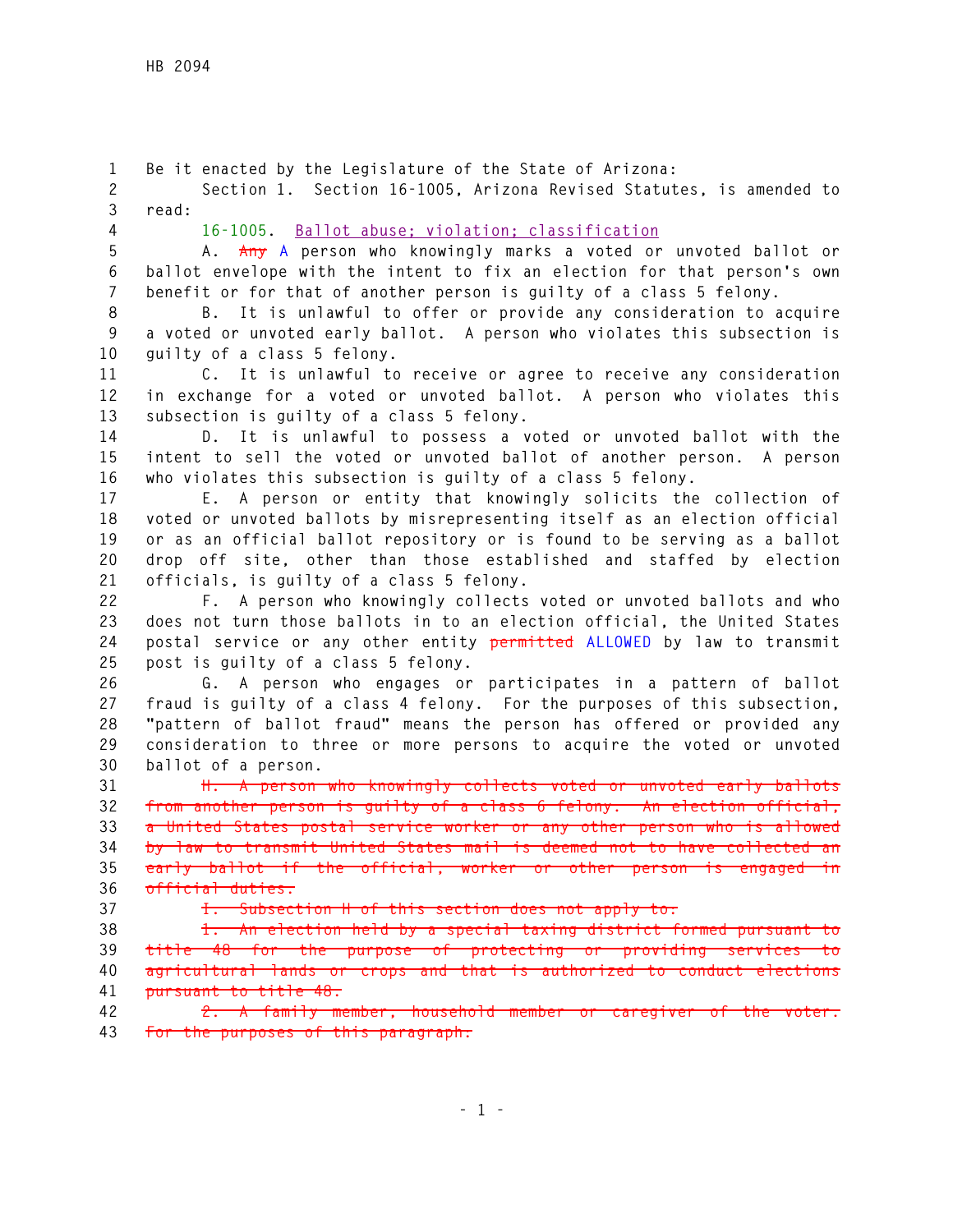Be it enacted by the Legislature of the State of Arizona:

Section 1. Section 16-1005, Arizona Revised Statutes, is amended to read:

16-1005. Ballot abuse; violation; classification

A. ~~Any~~ A person who knowingly marks a voted or unvoted ballot or ballot envelope with the intent to fix an election for that person's own benefit or for that of another person is guilty of a class 5 felony.

B. It is unlawful to offer or provide any consideration to acquire a voted or unvoted early ballot. A person who violates this subsection is guilty of a class 5 felony.

C. It is unlawful to receive or agree to receive any consideration in exchange for a voted or unvoted ballot. A person who violates this subsection is guilty of a class 5 felony.

D. It is unlawful to possess a voted or unvoted ballot with the intent to sell the voted or unvoted ballot of another person. A person who violates this subsection is guilty of a class 5 felony.

E. A person or entity that knowingly solicits the collection of voted or unvoted ballots by misrepresenting itself as an election official or as an official ballot repository or is found to be serving as a ballot drop off site, other than those established and staffed by election officials, is guilty of a class 5 felony.

F. A person who knowingly collects voted or unvoted ballots and who does not turn those ballots in to an election official, the United States postal service or any other entity ~~permitted~~ ALLOWED by law to transmit post is guilty of a class 5 felony.

G. A person who engages or participates in a pattern of ballot fraud is guilty of a class 4 felony. For the purposes of this subsection, "pattern of ballot fraud" means the person has offered or provided any consideration to three or more persons to acquire the voted or unvoted ballot of a person.

~~H. A person who knowingly collects voted or unvoted early ballots from another person is guilty of a class 6 felony. An election official, a United States postal service worker or any other person who is allowed by law to transmit United States mail is deemed not to have collected an early ballot if the official, worker or other person is engaged in official duties.~~

~~I. Subsection H of this section does not apply to:~~

~~1. An election held by a special taxing district formed pursuant to title 48 for the purpose of protecting or providing services to agricultural lands or crops and that is authorized to conduct elections pursuant to title 48.~~

~~2. A family member, household member or caregiver of the voter. For the purposes of this paragraph:~~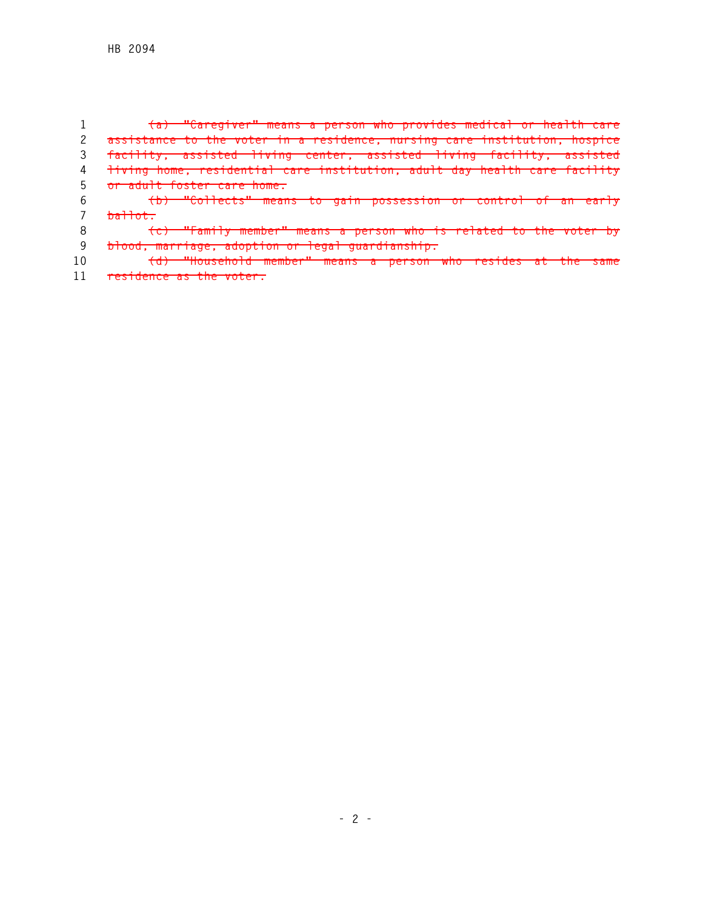~~(a) "Caregiver" means a person who provides medical or health care assistance to the voter in a residence, nursing care institution, hospice facility, assisted living center, assisted living facility, assisted living home, residential care institution, adult day health care facility or adult foster care home.~~

~~(b) "Collects" means to gain possession or control of an early ballot.~~

~~(c) "Family member" means a person who is related to the voter by blood, marriage, adoption or legal guardianship.~~

~~(d) "Household member" means a person who resides at the same residence as the voter.~~